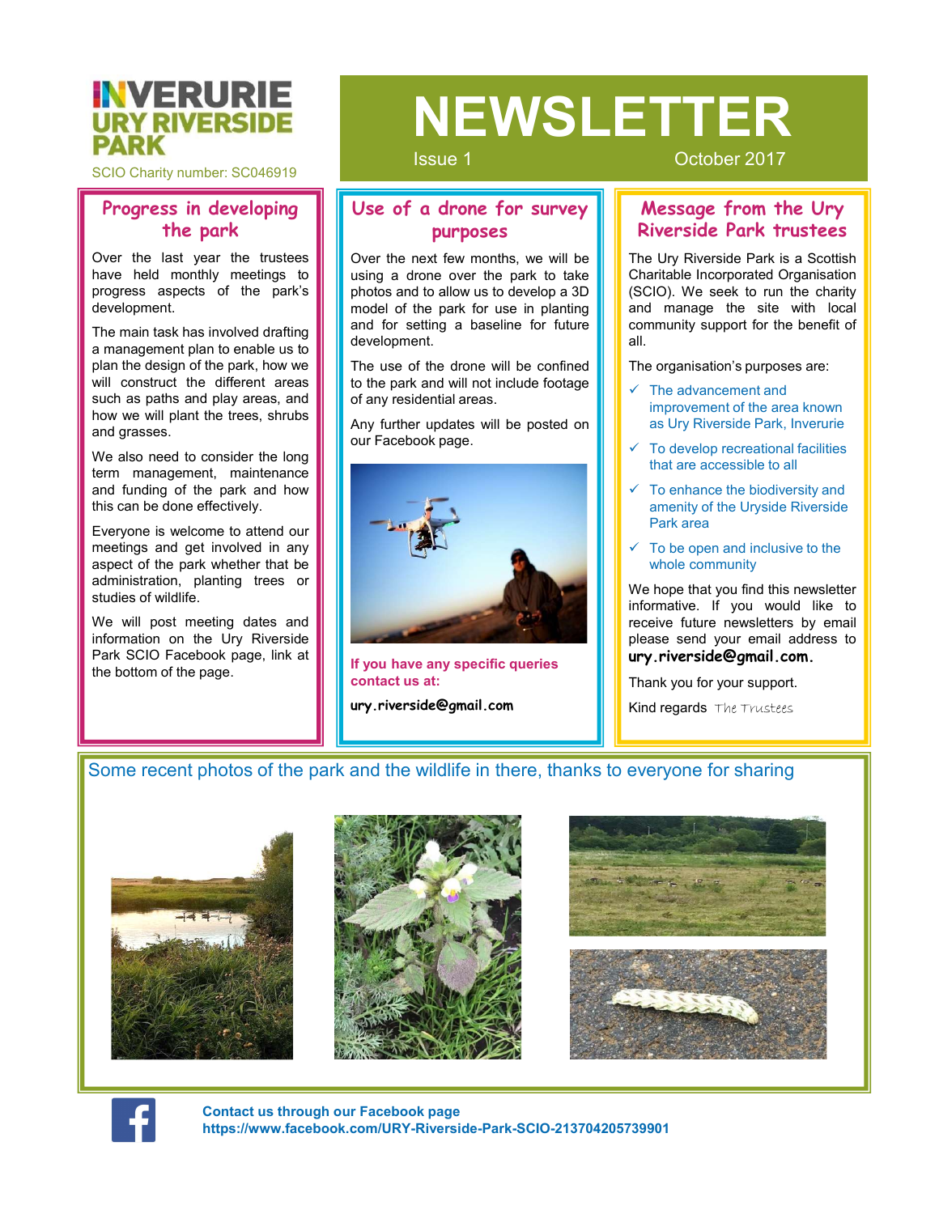# INVERURIE URY RIVERSIDE PARK

SCIO Charity number: SC046919

# NEWSLETTER

Issue 1 October 2017

## Progress in developing the park

Over the last year the trustees have held monthly meetings to progress aspects of the park's development.

The main task has involved drafting a management plan to enable us to plan the design of the park, how we will construct the different areas such as paths and play areas, and how we will plant the trees, shrubs and grasses.

We also need to consider the long term management, maintenance and funding of the park and how this can be done effectively.

Everyone is welcome to attend our meetings and get involved in any aspect of the park whether that be administration, planting trees or studies of wildlife.

We will post meeting dates and information on the Ury Riverside Park SCIO Facebook page, link at the bottom of the page.

## Use of a drone for survey purposes

Over the next few months, we will be using a drone over the park to take photos and to allow us to develop a 3D model of the park for use in planting and for setting a baseline for future development.

The use of the drone will be confined to the park and will not include footage of any residential areas.

Any further updates will be posted on our Facebook page.

**If you have any specific queries contact us at:**

**ury.riverside@gmail.com**

## Message from the Ury Riverside Park trustees

The Ury Riverside Park is a Scottish Charitable Incorporated Organisation (SCIO). We seek to run the charity and manage the site with local community support for the benefit of all.

The organisation's purposes are:

- ✓ The advancement and improvement of the area known as Ury Riverside Park, Inverurie
- ✓ To develop recreational facilities that are accessible to all
- ✓ To enhance the biodiversity and amenity of the Uryside Riverside Park area
- ✓ To be open and inclusive to the whole community

We hope that you find this newsletter informative. If you would like to receive future newsletters by email please send your email address to **ury.riverside@gmail.com.**

Thank you for your support.

Kind regards *The Trustees*

Some recent photos of the park and the wildlife in there, thanks to everyone for sharing

**Contact us through our Facebook page**
**https://www.facebook.com/URY-Riverside-Park-SCIO-213704205739901**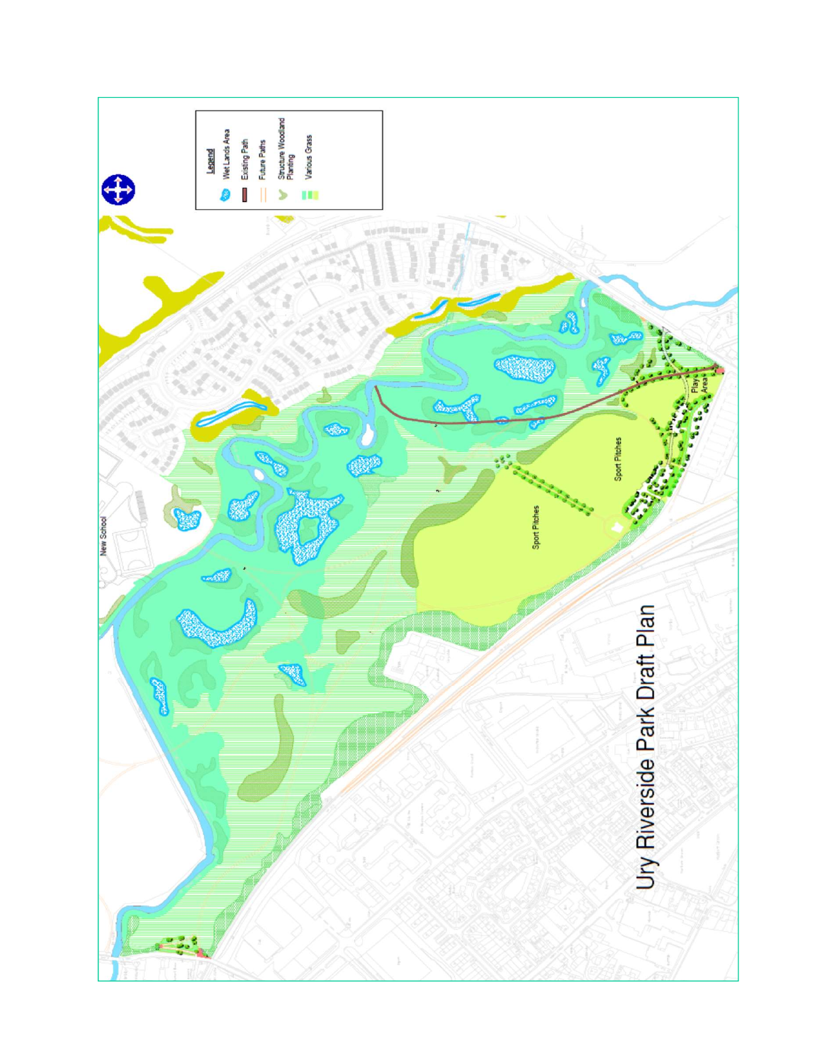# Ury Riverside Park Draft Plan

**Legend**

- Wet Lands Area
- Existing Path
- Future Paths
- Structure Woodland Planting
- Various Grass

New School

Sport Pitches

Sport Pitches

Play Area